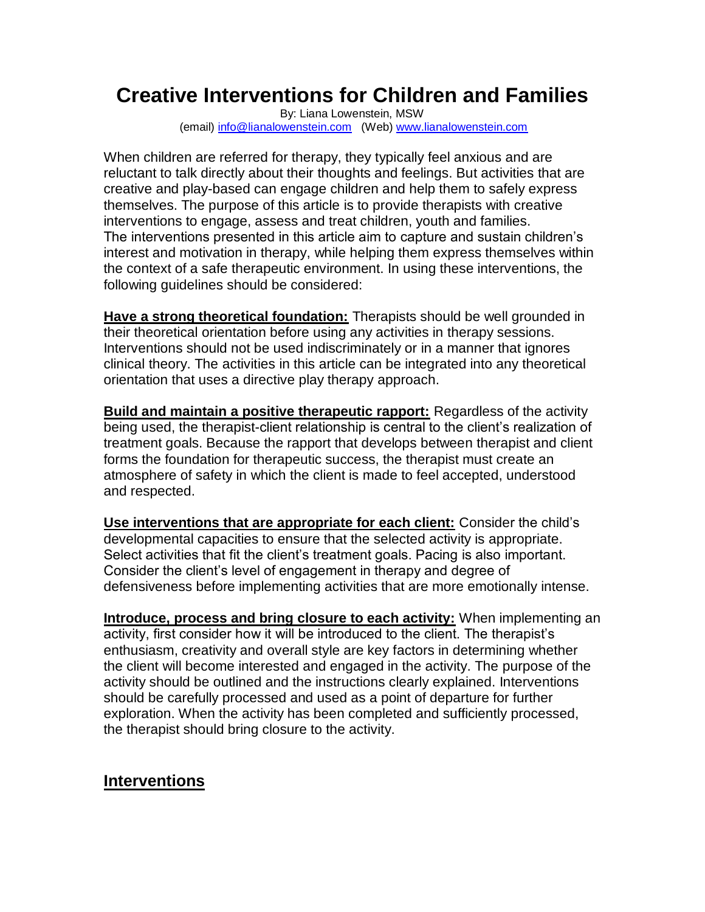# Creative Interventions for Children and Families

By: Liana Lowenstein, MSW
(email) [info@lianalowenstein.com](mailto:info@lianalowenstein.com) (Web) [www.lianalowenstein.com](http://www.lianalowenstein.com)

When children are referred for therapy, they typically feel anxious and are reluctant to talk directly about their thoughts and feelings. But activities that are creative and play-based can engage children and help them to safely express themselves. The purpose of this article is to provide therapists with creative interventions to engage, assess and treat children, youth and families. The interventions presented in this article aim to capture and sustain children's interest and motivation in therapy, while helping them express themselves within the context of a safe therapeutic environment. In using these interventions, the following guidelines should be considered:

**Have a strong theoretical foundation:** Therapists should be well grounded in their theoretical orientation before using any activities in therapy sessions. Interventions should not be used indiscriminately or in a manner that ignores clinical theory. The activities in this article can be integrated into any theoretical orientation that uses a directive play therapy approach.

**Build and maintain a positive therapeutic rapport:** Regardless of the activity being used, the therapist-client relationship is central to the client's realization of treatment goals. Because the rapport that develops between therapist and client forms the foundation for therapeutic success, the therapist must create an atmosphere of safety in which the client is made to feel accepted, understood and respected.

**Use interventions that are appropriate for each client:** Consider the child's developmental capacities to ensure that the selected activity is appropriate. Select activities that fit the client's treatment goals. Pacing is also important. Consider the client's level of engagement in therapy and degree of defensiveness before implementing activities that are more emotionally intense.

**Introduce, process and bring closure to each activity:** When implementing an activity, first consider how it will be introduced to the client. The therapist's enthusiasm, creativity and overall style are key factors in determining whether the client will become interested and engaged in the activity. The purpose of the activity should be outlined and the instructions clearly explained. Interventions should be carefully processed and used as a point of departure for further exploration. When the activity has been completed and sufficiently processed, the therapist should bring closure to the activity.

## Interventions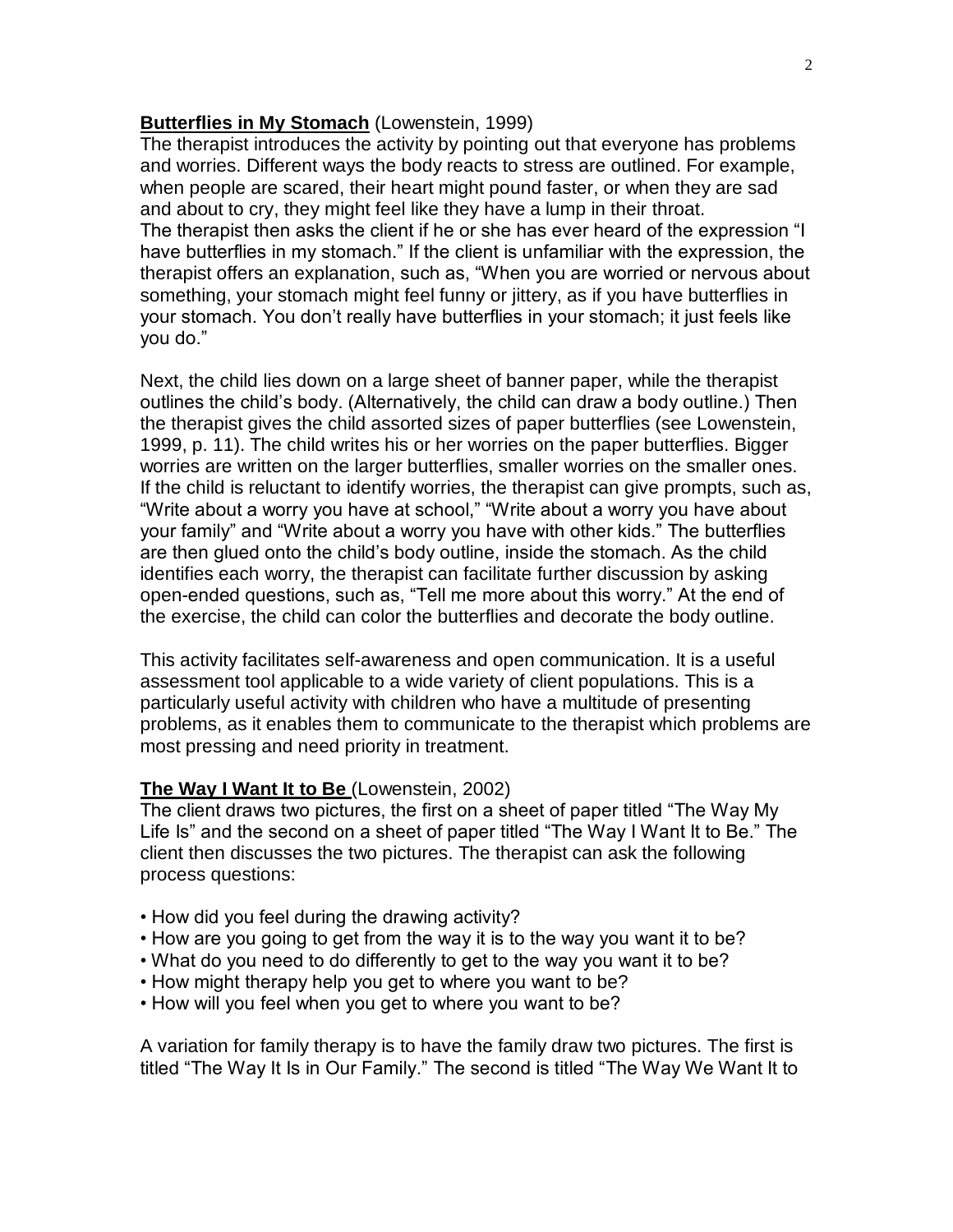**<u>Butterflies in My Stomach</u>** (Lowenstein, 1999)

The therapist introduces the activity by pointing out that everyone has problems and worries. Different ways the body reacts to stress are outlined. For example, when people are scared, their heart might pound faster, or when they are sad and about to cry, they might feel like they have a lump in their throat.
The therapist then asks the client if he or she has ever heard of the expression "I have butterflies in my stomach." If the client is unfamiliar with the expression, the therapist offers an explanation, such as, "When you are worried or nervous about something, your stomach might feel funny or jittery, as if you have butterflies in your stomach. You don't really have butterflies in your stomach; it just feels like you do."

Next, the child lies down on a large sheet of banner paper, while the therapist outlines the child's body. (Alternatively, the child can draw a body outline.) Then the therapist gives the child assorted sizes of paper butterflies (see Lowenstein, 1999, p. 11). The child writes his or her worries on the paper butterflies. Bigger worries are written on the larger butterflies, smaller worries on the smaller ones. If the child is reluctant to identify worries, the therapist can give prompts, such as, "Write about a worry you have at school," "Write about a worry you have about your family" and "Write about a worry you have with other kids." The butterflies are then glued onto the child's body outline, inside the stomach. As the child identifies each worry, the therapist can facilitate further discussion by asking open-ended questions, such as, "Tell me more about this worry." At the end of the exercise, the child can color the butterflies and decorate the body outline.

This activity facilitates self-awareness and open communication. It is a useful assessment tool applicable to a wide variety of client populations. This is a particularly useful activity with children who have a multitude of presenting problems, as it enables them to communicate to the therapist which problems are most pressing and need priority in treatment.

**<u>The Way I Want It to Be</u>** (Lowenstein, 2002)

The client draws two pictures, the first on a sheet of paper titled "The Way My Life Is" and the second on a sheet of paper titled "The Way I Want It to Be." The client then discusses the two pictures. The therapist can ask the following process questions:

- How did you feel during the drawing activity?
- How are you going to get from the way it is to the way you want it to be?
- What do you need to do differently to get to the way you want it to be?
- How might therapy help you get to where you want to be?
- How will you feel when you get to where you want to be?

A variation for family therapy is to have the family draw two pictures. The first is titled "The Way It Is in Our Family." The second is titled "The Way We Want It to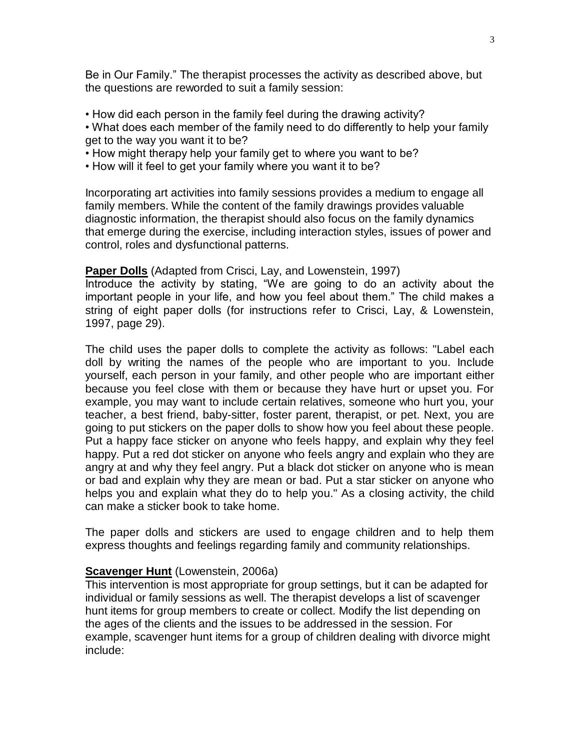Be in Our Family." The therapist processes the activity as described above, but the questions are reworded to suit a family session:

- How did each person in the family feel during the drawing activity?
- What does each member of the family need to do differently to help your family get to the way you want it to be?
- How might therapy help your family get to where you want to be?
- How will it feel to get your family where you want it to be?

Incorporating art activities into family sessions provides a medium to engage all family members. While the content of the family drawings provides valuable diagnostic information, the therapist should also focus on the family dynamics that emerge during the exercise, including interaction styles, issues of power and control, roles and dysfunctional patterns.

**Paper Dolls** (Adapted from Crisci, Lay, and Lowenstein, 1997)
Introduce the activity by stating, "We are going to do an activity about the important people in your life, and how you feel about them." The child makes a string of eight paper dolls (for instructions refer to Crisci, Lay, & Lowenstein, 1997, page 29).

The child uses the paper dolls to complete the activity as follows: "Label each doll by writing the names of the people who are important to you. Include yourself, each person in your family, and other people who are important either because you feel close with them or because they have hurt or upset you. For example, you may want to include certain relatives, someone who hurt you, your teacher, a best friend, baby-sitter, foster parent, therapist, or pet. Next, you are going to put stickers on the paper dolls to show how you feel about these people. Put a happy face sticker on anyone who feels happy, and explain why they feel happy. Put a red dot sticker on anyone who feels angry and explain who they are angry at and why they feel angry. Put a black dot sticker on anyone who is mean or bad and explain why they are mean or bad. Put a star sticker on anyone who helps you and explain what they do to help you." As a closing activity, the child can make a sticker book to take home.

The paper dolls and stickers are used to engage children and to help them express thoughts and feelings regarding family and community relationships.

**Scavenger Hunt** (Lowenstein, 2006a)
This intervention is most appropriate for group settings, but it can be adapted for individual or family sessions as well. The therapist develops a list of scavenger hunt items for group members to create or collect. Modify the list depending on the ages of the clients and the issues to be addressed in the session. For example, scavenger hunt items for a group of children dealing with divorce might include: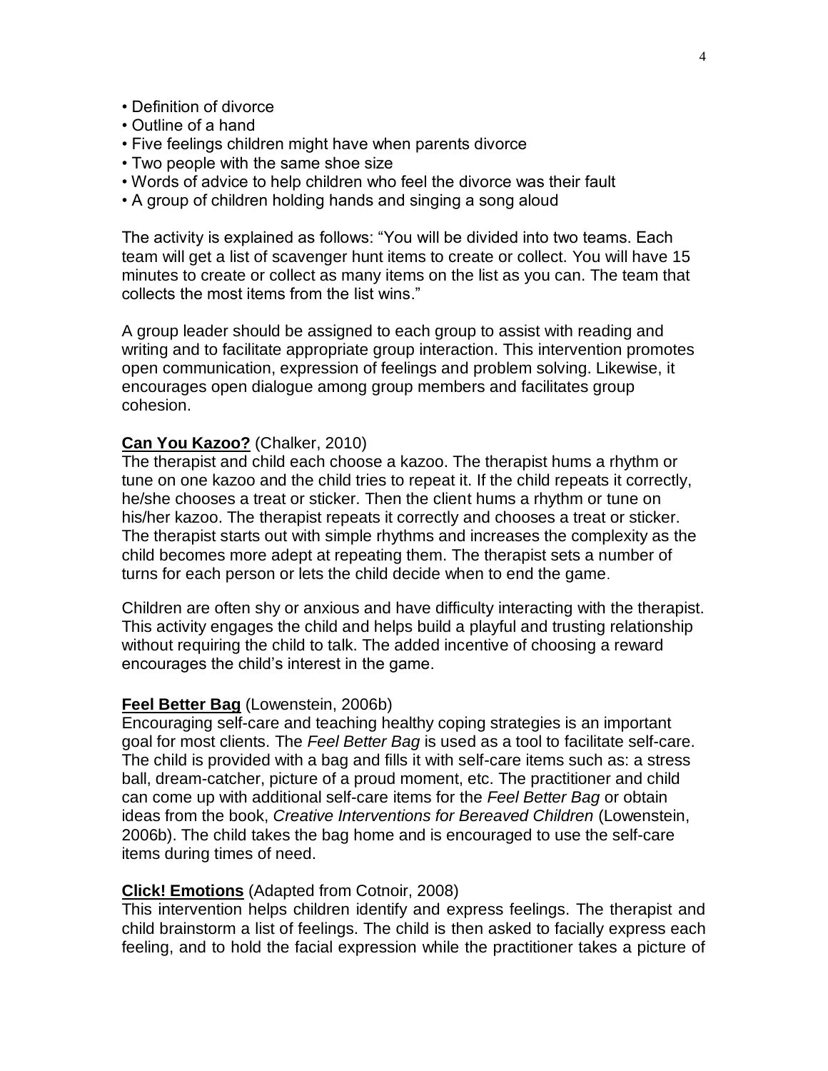- Definition of divorce
- Outline of a hand
- Five feelings children might have when parents divorce
- Two people with the same shoe size
- Words of advice to help children who feel the divorce was their fault
- A group of children holding hands and singing a song aloud

The activity is explained as follows: “You will be divided into two teams. Each team will get a list of scavenger hunt items to create or collect. You will have 15 minutes to create or collect as many items on the list as you can. The team that collects the most items from the list wins.”

A group leader should be assigned to each group to assist with reading and writing and to facilitate appropriate group interaction. This intervention promotes open communication, expression of feelings and problem solving. Likewise, it encourages open dialogue among group members and facilitates group cohesion.

**Can You Kazoo?** (Chalker, 2010)
The therapist and child each choose a kazoo. The therapist hums a rhythm or tune on one kazoo and the child tries to repeat it. If the child repeats it correctly, he/she chooses a treat or sticker. Then the client hums a rhythm or tune on his/her kazoo. The therapist repeats it correctly and chooses a treat or sticker. The therapist starts out with simple rhythms and increases the complexity as the child becomes more adept at repeating them. The therapist sets a number of turns for each person or lets the child decide when to end the game.

Children are often shy or anxious and have difficulty interacting with the therapist. This activity engages the child and helps build a playful and trusting relationship without requiring the child to talk. The added incentive of choosing a reward encourages the child’s interest in the game.

**Feel Better Bag** (Lowenstein, 2006b)
Encouraging self-care and teaching healthy coping strategies is an important goal for most clients. The *Feel Better Bag* is used as a tool to facilitate self-care. The child is provided with a bag and fills it with self-care items such as: a stress ball, dream-catcher, picture of a proud moment, etc. The practitioner and child can come up with additional self-care items for the *Feel Better Bag* or obtain ideas from the book, *Creative Interventions for Bereaved Children* (Lowenstein, 2006b). The child takes the bag home and is encouraged to use the self-care items during times of need.

**Click! Emotions** (Adapted from Cotnoir, 2008)
This intervention helps children identify and express feelings. The therapist and child brainstorm a list of feelings. The child is then asked to facially express each feeling, and to hold the facial expression while the practitioner takes a picture of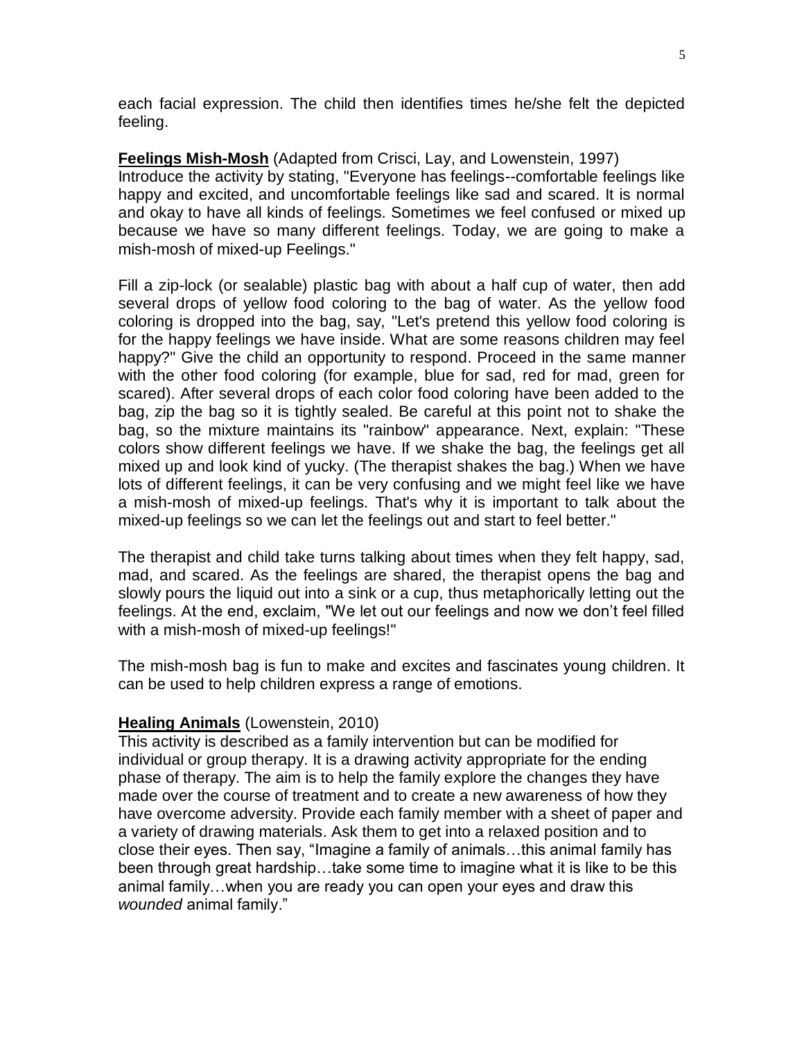each facial expression. The child then identifies times he/she felt the depicted feeling.

**Feelings Mish-Mosh** (Adapted from Crisci, Lay, and Lowenstein, 1997)
Introduce the activity by stating, "Everyone has feelings--comfortable feelings like happy and excited, and uncomfortable feelings like sad and scared. It is normal and okay to have all kinds of feelings. Sometimes we feel confused or mixed up because we have so many different feelings. Today, we are going to make a mish-mosh of mixed-up Feelings."

Fill a zip-lock (or sealable) plastic bag with about a half cup of water, then add several drops of yellow food coloring to the bag of water. As the yellow food coloring is dropped into the bag, say, "Let's pretend this yellow food coloring is for the happy feelings we have inside. What are some reasons children may feel happy?" Give the child an opportunity to respond. Proceed in the same manner with the other food coloring (for example, blue for sad, red for mad, green for scared). After several drops of each color food coloring have been added to the bag, zip the bag so it is tightly sealed. Be careful at this point not to shake the bag, so the mixture maintains its "rainbow" appearance. Next, explain: "These colors show different feelings we have. If we shake the bag, the feelings get all mixed up and look kind of yucky. (The therapist shakes the bag.) When we have lots of different feelings, it can be very confusing and we might feel like we have a mish-mosh of mixed-up feelings. That's why it is important to talk about the mixed-up feelings so we can let the feelings out and start to feel better."

The therapist and child take turns talking about times when they felt happy, sad, mad, and scared. As the feelings are shared, the therapist opens the bag and slowly pours the liquid out into a sink or a cup, thus metaphorically letting out the feelings. At the end, exclaim, "We let out our feelings and now we don't feel filled with a mish-mosh of mixed-up feelings!"

The mish-mosh bag is fun to make and excites and fascinates young children. It can be used to help children express a range of emotions.

**Healing Animals** (Lowenstein, 2010)
This activity is described as a family intervention but can be modified for individual or group therapy. It is a drawing activity appropriate for the ending phase of therapy. The aim is to help the family explore the changes they have made over the course of treatment and to create a new awareness of how they have overcome adversity. Provide each family member with a sheet of paper and a variety of drawing materials. Ask them to get into a relaxed position and to close their eyes. Then say, "Imagine a family of animals…this animal family has been through great hardship…take some time to imagine what it is like to be this animal family…when you are ready you can open your eyes and draw this *wounded* animal family."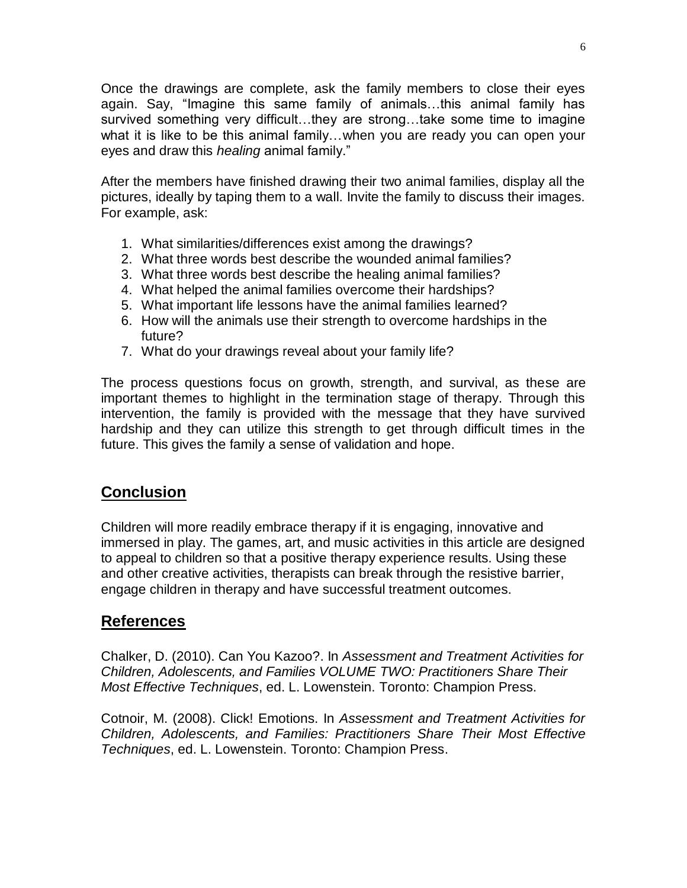Once the drawings are complete, ask the family members to close their eyes again. Say, "Imagine this same family of animals…this animal family has survived something very difficult…they are strong…take some time to imagine what it is like to be this animal family…when you are ready you can open your eyes and draw this *healing* animal family."

After the members have finished drawing their two animal families, display all the pictures, ideally by taping them to a wall. Invite the family to discuss their images. For example, ask:

1. What similarities/differences exist among the drawings?
2. What three words best describe the wounded animal families?
3. What three words best describe the healing animal families?
4. What helped the animal families overcome their hardships?
5. What important life lessons have the animal families learned?
6. How will the animals use their strength to overcome hardships in the future?
7. What do your drawings reveal about your family life?

The process questions focus on growth, strength, and survival, as these are important themes to highlight in the termination stage of therapy. Through this intervention, the family is provided with the message that they have survived hardship and they can utilize this strength to get through difficult times in the future. This gives the family a sense of validation and hope.

## Conclusion

Children will more readily embrace therapy if it is engaging, innovative and immersed in play. The games, art, and music activities in this article are designed to appeal to children so that a positive therapy experience results. Using these and other creative activities, therapists can break through the resistive barrier, engage children in therapy and have successful treatment outcomes.

## References

Chalker, D. (2010). Can You Kazoo?. In *Assessment and Treatment Activities for Children, Adolescents, and Families VOLUME TWO: Practitioners Share Their Most Effective Techniques*, ed. L. Lowenstein. Toronto: Champion Press.

Cotnoir, M. (2008). Click! Emotions. In *Assessment and Treatment Activities for Children, Adolescents, and Families: Practitioners Share Their Most Effective Techniques*, ed. L. Lowenstein. Toronto: Champion Press.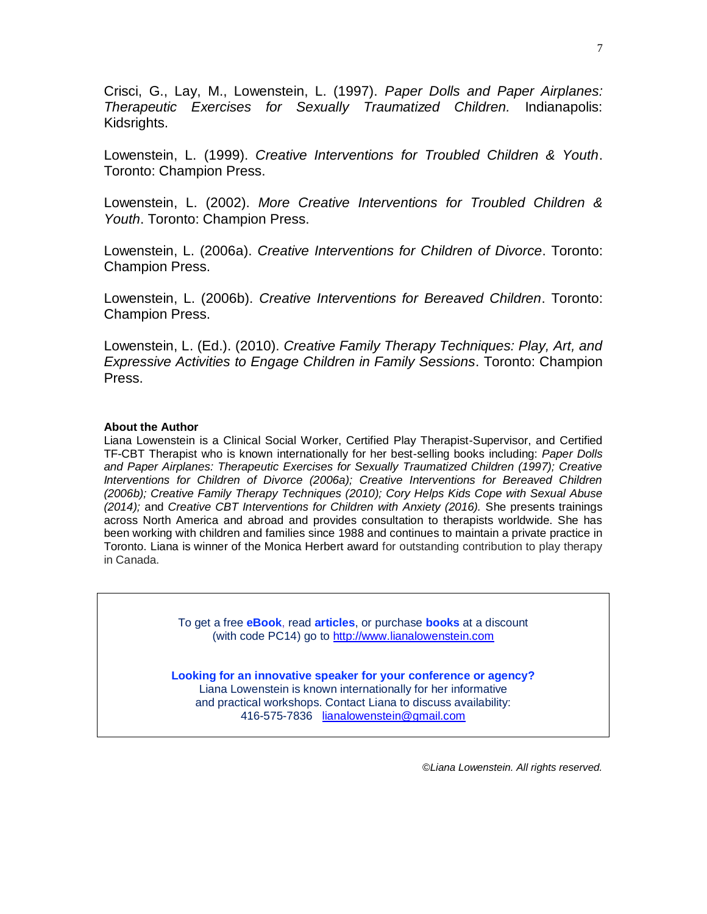Crisci, G., Lay, M., Lowenstein, L. (1997). *Paper Dolls and Paper Airplanes: Therapeutic Exercises for Sexually Traumatized Children.* Indianapolis: Kidsrights.

Lowenstein, L. (1999). *Creative Interventions for Troubled Children & Youth*. Toronto: Champion Press.

Lowenstein, L. (2002). *More Creative Interventions for Troubled Children & Youth*. Toronto: Champion Press.

Lowenstein, L. (2006a). *Creative Interventions for Children of Divorce*. Toronto: Champion Press.

Lowenstein, L. (2006b). *Creative Interventions for Bereaved Children*. Toronto: Champion Press.

Lowenstein, L. (Ed.). (2010). *Creative Family Therapy Techniques: Play, Art, and Expressive Activities to Engage Children in Family Sessions*. Toronto: Champion Press.

**About the Author**

Liana Lowenstein is a Clinical Social Worker, Certified Play Therapist-Supervisor, and Certified TF-CBT Therapist who is known internationally for her best-selling books including: *Paper Dolls and Paper Airplanes: Therapeutic Exercises for Sexually Traumatized Children (1997); Creative Interventions for Children of Divorce (2006a); Creative Interventions for Bereaved Children (2006b); Creative Family Therapy Techniques (2010); Cory Helps Kids Cope with Sexual Abuse (2014);* and *Creative CBT Interventions for Children with Anxiety (2016).* She presents trainings across North America and abroad and provides consultation to therapists worldwide. She has been working with children and families since 1988 and continues to maintain a private practice in Toronto. Liana is winner of the Monica Herbert award for outstanding contribution to play therapy in Canada.

To get a free **eBook**, read **articles**, or purchase **books** at a discount (with code PC14) go to http://www.lianalowenstein.com

**Looking for an innovative speaker for your conference or agency?**
Liana Lowenstein is known internationally for her informative and practical workshops. Contact Liana to discuss availability:
416-575-7836 lianalowenstein@gmail.com

*©Liana Lowenstein. All rights reserved.*